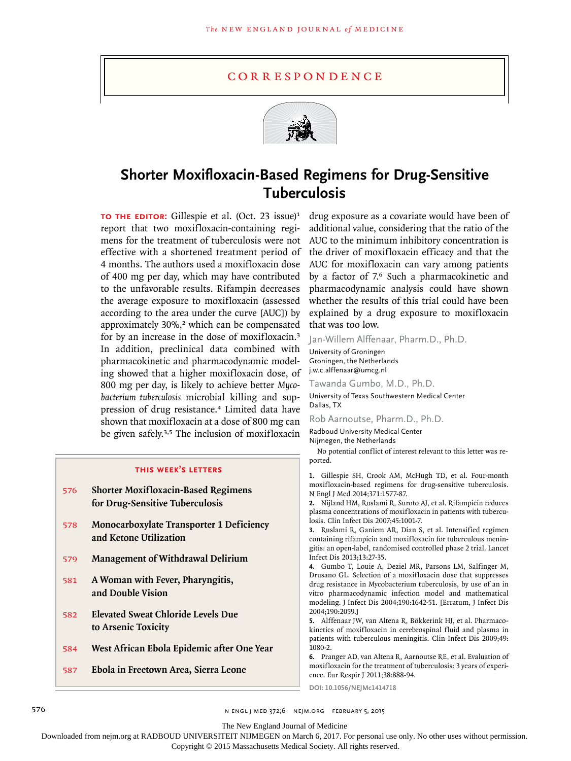# Correspondence

## Shorter Moxifloxacin-Based Regimens for Drug-Sensitive Tuberculosis

**TO THE EDITOR:** Gillespie et al. (Oct. 23 issue)[1] report that two moxifloxacin-containing regimens for the treatment of tuberculosis were not effective with a shortened treatment period of 4 months. The authors used a moxifloxacin dose of 400 mg per day, which may have contributed to the unfavorable results. Rifampin decreases the average exposure to moxifloxacin (assessed according to the area under the curve [AUC]) by approximately 30%,[2] which can be compensated for by an increase in the dose of moxifloxacin.[3] In addition, preclinical data combined with pharmacokinetic and pharmacodynamic modeling showed that a higher moxifloxacin dose, of 800 mg per day, is likely to achieve better *Mycobacterium tuberculosis* microbial killing and suppression of drug resistance.[4] Limited data have shown that moxifloxacin at a dose of 800 mg can be given safely.[3,5] The inclusion of moxifloxacin drug exposure as a covariate would have been of additional value, considering that the ratio of the AUC to the minimum inhibitory concentration is the driver of moxifloxacin efficacy and that the AUC for moxifloxacin can vary among patients by a factor of 7.[6] Such a pharmacokinetic and pharmacodynamic analysis could have shown whether the results of this trial could have been explained by a drug exposure to moxifloxacin that was too low.

Jan-Willem Alffenaar, Pharm.D., Ph.D.
University of Groningen
Groningen, the Netherlands
j.w.c.alffenaar@umcg.nl

Tawanda Gumbo, M.D., Ph.D.
University of Texas Southwestern Medical Center
Dallas, TX

Rob Aarnoutse, Pharm.D., Ph.D.
Radboud University Medical Center
Nijmegen, the Netherlands

No potential conflict of interest relevant to this letter was reported.

1. Gillespie SH, Crook AM, McHugh TD, et al. Four-month moxifloxacin-based regimens for drug-sensitive tuberculosis. N Engl J Med 2014;371:1577-87.
2. Nijland HM, Ruslami R, Suroto AJ, et al. Rifampicin reduces plasma concentrations of moxifloxacin in patients with tuberculosis. Clin Infect Dis 2007;45:1001-7.
3. Ruslami R, Ganiem AR, Dian S, et al. Intensified regimen containing rifampicin and moxifloxacin for tuberculous meningitis: an open-label, randomised controlled phase 2 trial. Lancet Infect Dis 2013;13:27-35.
4. Gumbo T, Louie A, Deziel MR, Parsons LM, Salfinger M, Drusano GL. Selection of a moxifloxacin dose that suppresses drug resistance in Mycobacterium tuberculosis, by use of an in vitro pharmacodynamic infection model and mathematical modeling. J Infect Dis 2004;190:1642-51. [Erratum, J Infect Dis 2004;190:2059.]
5. Alffenaar JW, van Altena R, Bökkerink HJ, et al. Pharmacokinetics of moxifloxacin in cerebrospinal fluid and plasma in patients with tuberculous meningitis. Clin Infect Dis 2009;49:1080-2.
6. Pranger AD, van Altena R, Aarnoutse RE, et al. Evaluation of moxifloxacin for the treatment of tuberculosis: 3 years of experience. Eur Respir J 2011;38:888-94.

DOI: 10.1056/NEJMc1414718

### This Week's Letters

- 576 Shorter Moxifloxacin-Based Regimens for Drug-Sensitive Tuberculosis
- 578 Monocarboxylate Transporter 1 Deficiency and Ketone Utilization
- 579 Management of Withdrawal Delirium
- 581 A Woman with Fever, Pharyngitis, and Double Vision
- 582 Elevated Sweat Chloride Levels Due to Arsenic Toxicity
- 584 West African Ebola Epidemic after One Year
- 587 Ebola in Freetown Area, Sierra Leone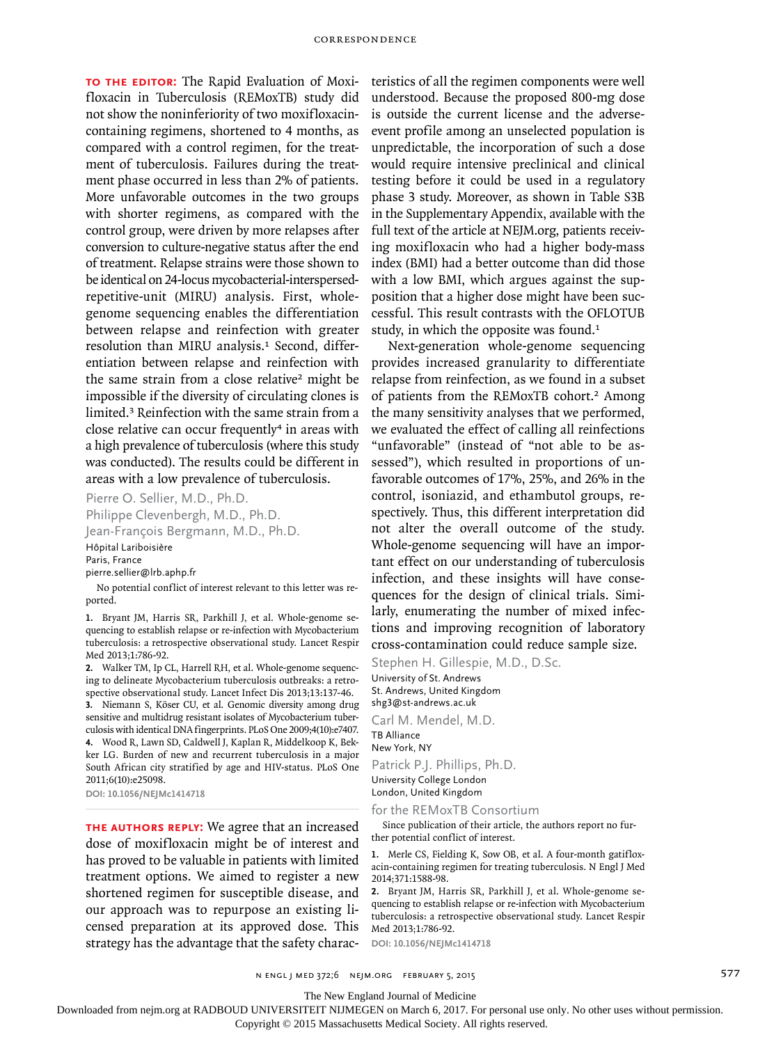**TO THE EDITOR:** The Rapid Evaluation of Moxifloxacin in Tuberculosis (REMoxTB) study did not show the noninferiority of two moxifloxacin-containing regimens, shortened to 4 months, as compared with a control regimen, for the treatment of tuberculosis. Failures during the treatment phase occurred in less than 2% of patients. More unfavorable outcomes in the two groups with shorter regimens, as compared with the control group, were driven by more relapses after conversion to culture-negative status after the end of treatment. Relapse strains were those shown to be identical on 24-locus mycobacterial-interspersed-repetitive-unit (MIRU) analysis. First, whole-genome sequencing enables the differentiation between relapse and reinfection with greater resolution than MIRU analysis.[1] Second, differentiation between relapse and reinfection with the same strain from a close relative[2] might be impossible if the diversity of circulating clones is limited.[3] Reinfection with the same strain from a close relative can occur frequently[4] in areas with a high prevalence of tuberculosis (where this study was conducted). The results could be different in areas with a low prevalence of tuberculosis.

Pierre O. Sellier, M.D., Ph.D.
Philippe Clevenbergh, M.D., Ph.D.
Jean-François Bergmann, M.D., Ph.D.
Hôpital Lariboisière
Paris, France
pierre.sellier@lrb.aphp.fr

No potential conflict of interest relevant to this letter was reported.

1. Bryant JM, Harris SR, Parkhill J, et al. Whole-genome sequencing to establish relapse or re-infection with Mycobacterium tuberculosis: a retrospective observational study. Lancet Respir Med 2013;1:786-92.
2. Walker TM, Ip CL, Harrell RH, et al. Whole-genome sequencing to delineate Mycobacterium tuberculosis outbreaks: a retrospective observational study. Lancet Infect Dis 2013;13:137-46.
3. Niemann S, Köser CU, et al. Genomic diversity among drug sensitive and multidrug resistant isolates of Mycobacterium tuberculosis with identical DNA fingerprints. PLoS One 2009;4(10):e7407.
4. Wood R, Lawn SD, Caldwell J, Kaplan R, Middelkoop K, Bekker LG. Burden of new and recurrent tuberculosis in a major South African city stratified by age and HIV-status. PLoS One 2011;6(10):e25098.

DOI: 10.1056/NEJMc1414718

**THE AUTHORS REPLY:** We agree that an increased dose of moxifloxacin might be of interest and has proved to be valuable in patients with limited treatment options. We aimed to register a new shortened regimen for susceptible disease, and our approach was to repurpose an existing licensed preparation at its approved dose. This strategy has the advantage that the safety characteristics of all the regimen components were well understood. Because the proposed 800-mg dose is outside the current license and the adverse-event profile among an unselected population is unpredictable, the incorporation of such a dose would require intensive preclinical and clinical testing before it could be used in a regulatory phase 3 study. Moreover, as shown in Table S3B in the Supplementary Appendix, available with the full text of the article at NEJM.org, patients receiving moxifloxacin who had a higher body-mass index (BMI) had a better outcome than did those with a low BMI, which argues against the supposition that a higher dose might have been successful. This result contrasts with the OFLOTUB study, in which the opposite was found.[1]

Next-generation whole-genome sequencing provides increased granularity to differentiate relapse from reinfection, as we found in a subset of patients from the REMoxTB cohort.[2] Among the many sensitivity analyses that we performed, we evaluated the effect of calling all reinfections "unfavorable" (instead of "not able to be assessed"), which resulted in proportions of unfavorable outcomes of 17%, 25%, and 26% in the control, isoniazid, and ethambutol groups, respectively. Thus, this different interpretation did not alter the overall outcome of the study. Whole-genome sequencing will have an important effect on our understanding of tuberculosis infection, and these insights will have consequences for the design of clinical trials. Similarly, enumerating the number of mixed infections and improving recognition of laboratory cross-contamination could reduce sample size.

Stephen H. Gillespie, M.D., D.Sc.
University of St. Andrews
St. Andrews, United Kingdom
shg3@st-andrews.ac.uk

Carl M. Mendel, M.D.
TB Alliance
New York, NY

Patrick P.J. Phillips, Ph.D.
University College London
London, United Kingdom

for the REMoxTB Consortium

Since publication of their article, the authors report no further potential conflict of interest.

1. Merle CS, Fielding K, Sow OB, et al. A four-month gatifloxacin-containing regimen for treating tuberculosis. N Engl J Med 2014;371:1588-98.
2. Bryant JM, Harris SR, Parkhill J, et al. Whole-genome sequencing to establish relapse or re-infection with Mycobacterium tuberculosis: a retrospective observational study. Lancet Respir Med 2013;1:786-92.

DOI: 10.1056/NEJMc1414718